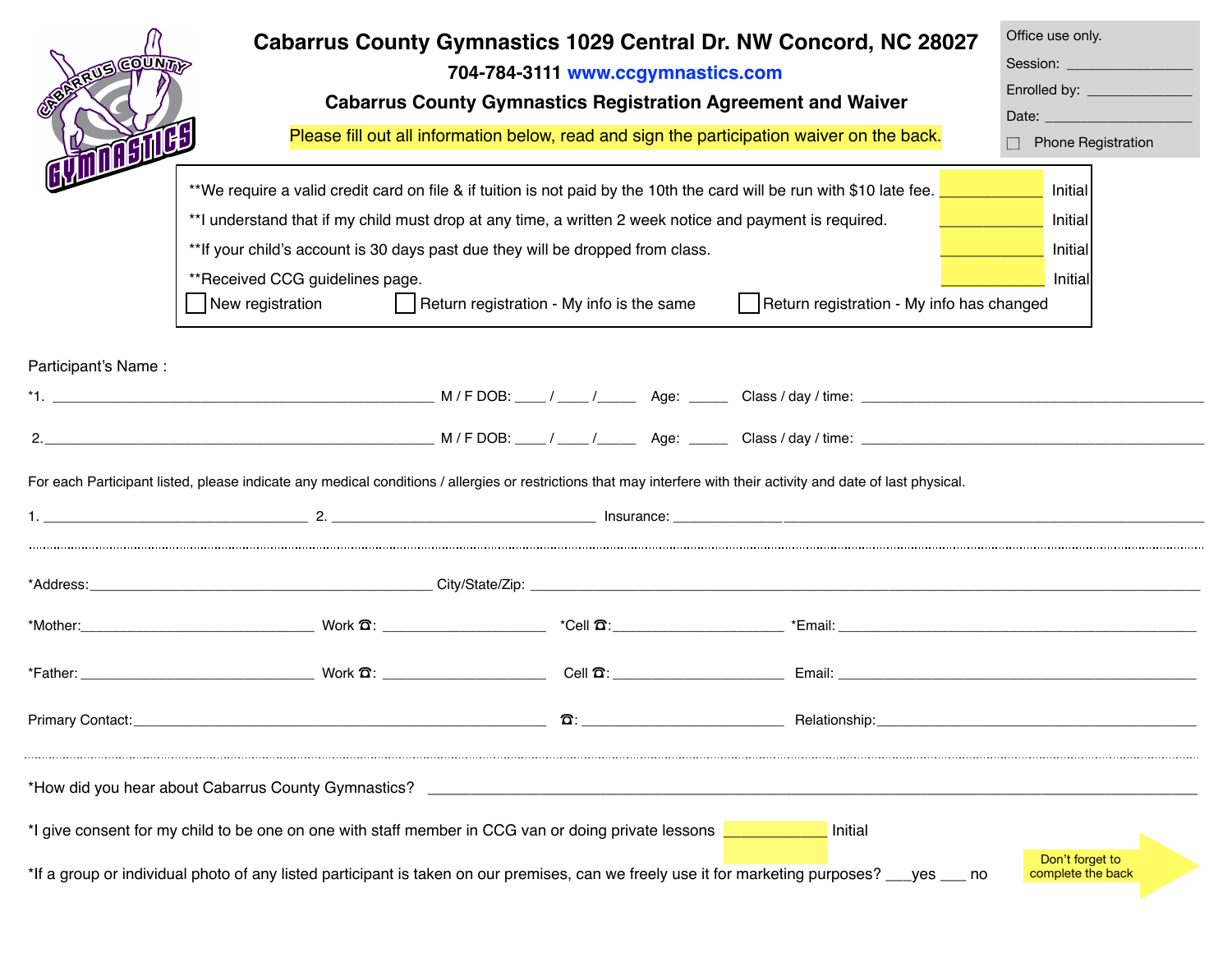# Cabarrus County Gymnastics 1029 Central Dr. NW Concord, NC 28027

704-784-3111 www.ccgymnastics.com

## Cabarrus County Gymnastics Registration Agreement and Waiver

Please fill out all information below, read and sign the participation waiver on the back.

Office use only.

Session: ________________

Enrolled by: ______________

Date: ___________________

☐ Phone Registration

**We require a valid credit card on file & if tuition is not paid by the 10th the card will be run with $10 late fee. ____________ Initial

**I understand that if my child must drop at any time, a written 2 week notice and payment is required. ____________ Initial

**If your child's account is 30 days past due they will be dropped from class. ____________ Initial

**Received CCG guidelines page. ____________ Initial

☐ New registration ☐ Return registration - My info is the same ☐ Return registration - My info has changed

Participant's Name :

*1. ______________________________________________ M / F DOB: ____ / ____ /_____ Age: _____ Class / day / time: ________________________________________

2. ______________________________________________ M / F DOB: ____ / ____ /_____ Age: _____ Class / day / time: ________________________________________

For each Participant listed, please indicate any medical conditions / allergies or restrictions that may interfere with their activity and date of last physical.

1. ______________________________ 2. ______________________________ Insurance: ________________________________________________________

---

*Address:________________________________________ City/State/Zip: ________________________________________________________________

*Mother:_____________________________ Work ☎: ____________________ *Cell ☎:_____________________ *Email: ____________________________________

*Father: _____________________________ Work ☎: ____________________ Cell ☎: _____________________ Email: ____________________________________

Primary Contact:______________________________________________ ☎: ________________________ Relationship:___________________________________

---

*How did you hear about Cabarrus County Gymnastics? ________________________________________________________________________________

*I give consent for my child to be one on one with staff member in CCG van or doing private lessons ____________ Initial

*If a group or individual photo of any listed participant is taken on our premises, can we freely use it for marketing purposes? ___yes ___ no

Don't forget to complete the back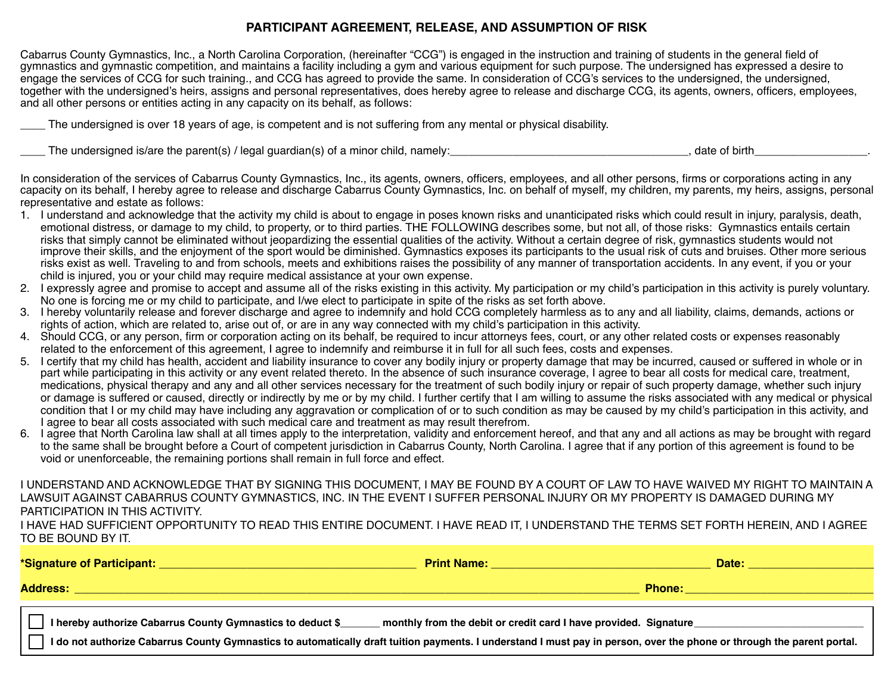# PARTICIPANT AGREEMENT, RELEASE, AND ASSUMPTION OF RISK

Cabarrus County Gymnastics, Inc., a North Carolina Corporation, (hereinafter "CCG") is engaged in the instruction and training of students in the general field of gymnastics and gymnastic competition, and maintains a facility including a gym and various equipment for such purpose. The undersigned has expressed a desire to engage the services of CCG for such training., and CCG has agreed to provide the same. In consideration of CCG's services to the undersigned, the undersigned, together with the undersigned's heirs, assigns and personal representatives, does hereby agree to release and discharge CCG, its agents, owners, officers, employees, and all other persons or entities acting in any capacity on its behalf, as follows:

____ The undersigned is over 18 years of age, is competent and is not suffering from any mental or physical disability.

____ The undersigned is/are the parent(s) / legal guardian(s) of a minor child, namely:________________________________________, date of birth___________________.

In consideration of the services of Cabarrus County Gymnastics, Inc., its agents, owners, officers, employees, and all other persons, firms or corporations acting in any capacity on its behalf, I hereby agree to release and discharge Cabarrus County Gymnastics, Inc. on behalf of myself, my children, my parents, my heirs, assigns, personal representative and estate as follows:

1. I understand and acknowledge that the activity my child is about to engage in poses known risks and unanticipated risks which could result in injury, paralysis, death, emotional distress, or damage to my child, to property, or to third parties. THE FOLLOWING describes some, but not all, of those risks: Gymnastics entails certain risks that simply cannot be eliminated without jeopardizing the essential qualities of the activity. Without a certain degree of risk, gymnastics students would not improve their skills, and the enjoyment of the sport would be diminished. Gymnastics exposes its participants to the usual risk of cuts and bruises. Other more serious risks exist as well. Traveling to and from schools, meets and exhibitions raises the possibility of any manner of transportation accidents. In any event, if you or your child is injured, you or your child may require medical assistance at your own expense.
2. I expressly agree and promise to accept and assume all of the risks existing in this activity. My participation or my child's participation in this activity is purely voluntary. No one is forcing me or my child to participate, and I/we elect to participate in spite of the risks as set forth above.
3. I hereby voluntarily release and forever discharge and agree to indemnify and hold CCG completely harmless as to any and all liability, claims, demands, actions or rights of action, which are related to, arise out of, or are in any way connected with my child's participation in this activity.
4. Should CCG, or any person, firm or corporation acting on its behalf, be required to incur attorneys fees, court, or any other related costs or expenses reasonably related to the enforcement of this agreement, I agree to indemnify and reimburse it in full for all such fees, costs and expenses.
5. I certify that my child has health, accident and liability insurance to cover any bodily injury or property damage that may be incurred, caused or suffered in whole or in part while participating in this activity or any event related thereto. In the absence of such insurance coverage, I agree to bear all costs for medical care, treatment, medications, physical therapy and any and all other services necessary for the treatment of such bodily injury or repair of such property damage, whether such injury or damage is suffered or caused, directly or indirectly by me or by my child. I further certify that I am willing to assume the risks associated with any medical or physical condition that I or my child may have including any aggravation or complication of or to such condition as may be caused by my child's participation in this activity, and I agree to bear all costs associated with such medical care and treatment as may result therefrom.
6. I agree that North Carolina law shall at all times apply to the interpretation, validity and enforcement hereof, and that any and all actions as may be brought with regard to the same shall be brought before a Court of competent jurisdiction in Cabarrus County, North Carolina. I agree that if any portion of this agreement is found to be void or unenforceable, the remaining portions shall remain in full force and effect.

I UNDERSTAND AND ACKNOWLEDGE THAT BY SIGNING THIS DOCUMENT, I MAY BE FOUND BY A COURT OF LAW TO HAVE WAIVED MY RIGHT TO MAINTAIN A LAWSUIT AGAINST CABARRUS COUNTY GYMNASTICS, INC. IN THE EVENT I SUFFER PERSONAL INJURY OR MY PROPERTY IS DAMAGED DURING MY PARTICIPATION IN THIS ACTIVITY.
I HAVE HAD SUFFICIENT OPPORTUNITY TO READ THIS ENTIRE DOCUMENT. I HAVE READ IT, I UNDERSTAND THE TERMS SET FORTH HEREIN, AND I AGREE TO BE BOUND BY IT.

**\*Signature of Participant:** __________________________________________ **Print Name:** ____________________________________ **Date:** ___________________

**Address:** _______________________________________________________________________________________________ **Phone:** ______________________________

☐ **I hereby authorize Cabarrus County Gymnastics to deduct $_______ monthly from the debit or credit card I have provided. Signature**______________________________

☐ **I do not authorize Cabarrus County Gymnastics to automatically draft tuition payments. I understand I must pay in person, over the phone or through the parent portal.**